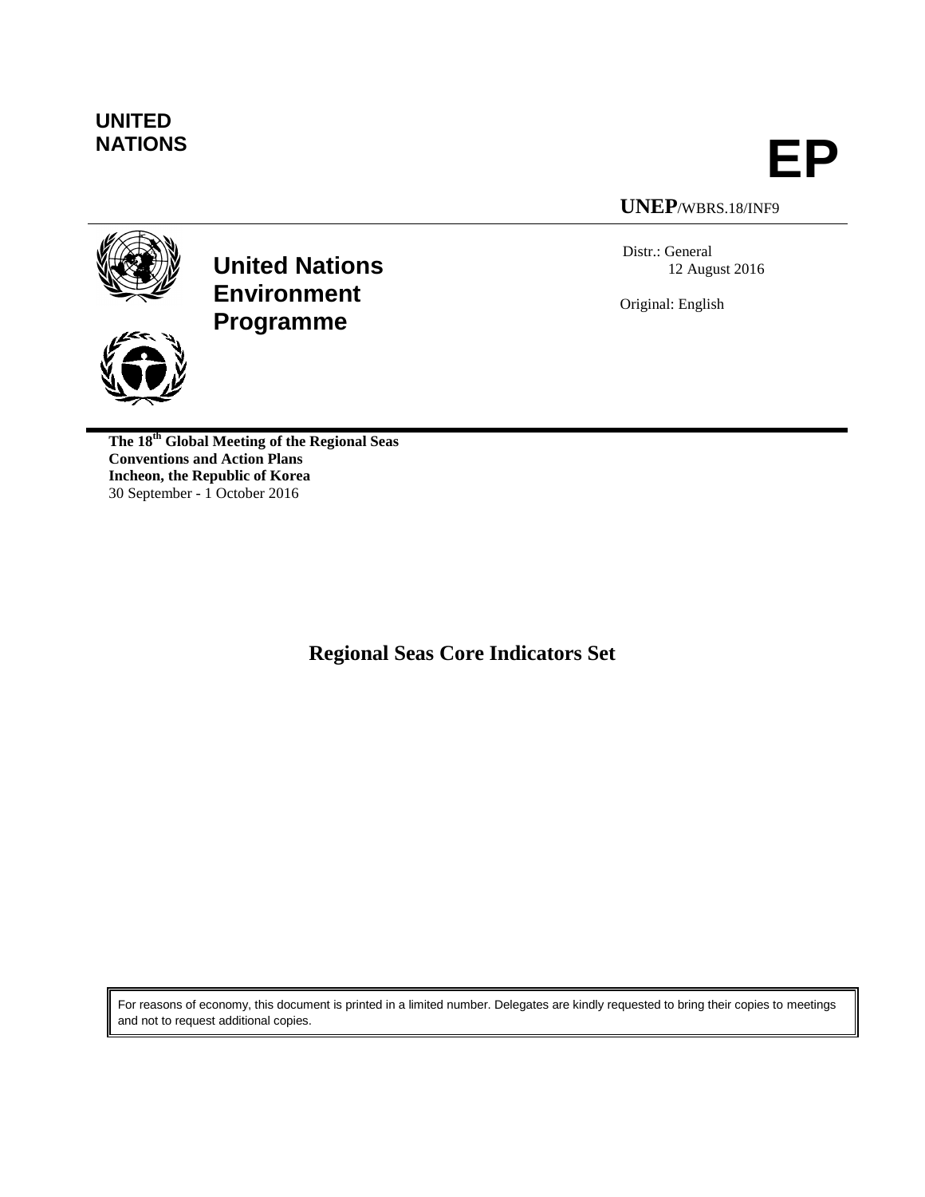**UNITED NATIONS**

# EP

**UNEP**/WBRS.18/INF9

**United Nations Environment Programme**

Distr.: General
12 August 2016

Original: English

**The 18th Global Meeting of the Regional Seas Conventions and Action Plans**
**Incheon, the Republic of Korea**
30 September - 1 October 2016

## Regional Seas Core Indicators Set

For reasons of economy, this document is printed in a limited number. Delegates are kindly requested to bring their copies to meetings and not to request additional copies.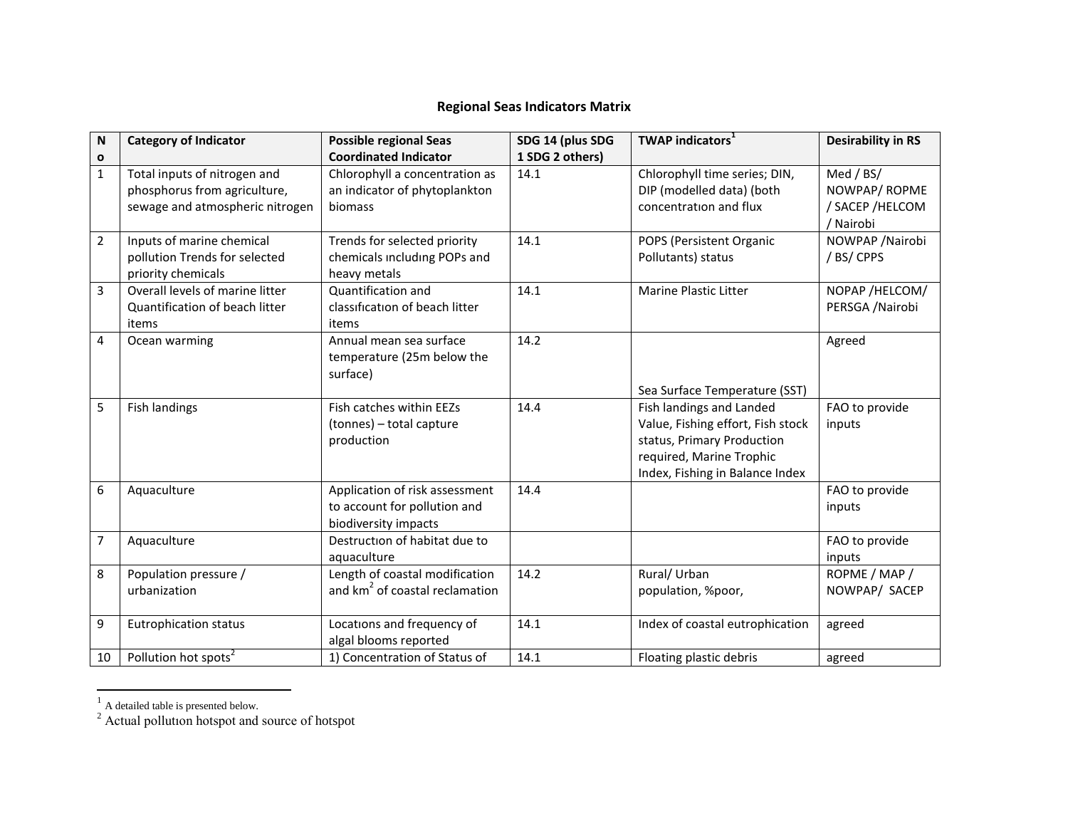# Regional Seas Indicators Matrix

| No | Category of Indicator | Possible regional Seas Coordinated Indicator | SDG 14 (plus SDG 1 SDG 2 others) | TWAP indicators[1] | Desirability in RS |
|---|---|---|---|---|---|
| 1 | Total inputs of nitrogen and phosphorus from agriculture, sewage and atmospheric nitrogen | Chlorophyll a concentration as an indicator of phytoplankton biomass | 14.1 | Chlorophyll time series; DIN, DIP (modelled data) (both concentratıon and flux | Med / BS/ NOWPAP/ ROPME / SACEP /HELCOM / Nairobi |
| 2 | Inputs of marine chemical pollution Trends for selected priority chemicals | Trends for selected priority chemicals ıncludıng POPs and heavy metals | 14.1 | POPS (Persistent Organic Pollutants) status | NOWPAP /Nairobi / BS/ CPPS |
| 3 | Overall levels of marine litter Quantification of beach litter items | Quantification and classıfıcatıon of beach litter items | 14.1 | Marine Plastic Litter | NOPAP /HELCOM/ PERSGA /Nairobi |
| 4 | Ocean warming | Annual mean sea surface temperature (25m below the surface) | 14.2 | Sea Surface Temperature (SST) | Agreed |
| 5 | Fish landings | Fish catches within EEZs (tonnes) – total capture production | 14.4 | Fish landings and Landed Value, Fishing effort, Fish stock status, Primary Production required, Marine Trophic Index, Fishing in Balance Index | FAO to provide inputs |
| 6 | Aquaculture | Application of risk assessment to account for pollution and biodiversity impacts | 14.4 | | FAO to provide inputs |
| 7 | Aquaculture | Destructıon of habitat due to aquaculture | | | FAO to provide inputs |
| 8 | Population pressure / urbanization | Length of coastal modification and km$^2$ of coastal reclamation | 14.2 | Rural/ Urban population, %poor, | ROPME / MAP / NOWPAP/ SACEP |
| 9 | Eutrophication status | Locatıons and frequency of algal blooms reported | 14.1 | Index of coastal eutrophication | agreed |
| 10 | Pollution hot spots[2] | 1) Concentration of Status of | 14.1 | Floating plastic debris | agreed |

[1] A detailed table is presented below.

[2] Actual pollutıon hotspot and source of hotspot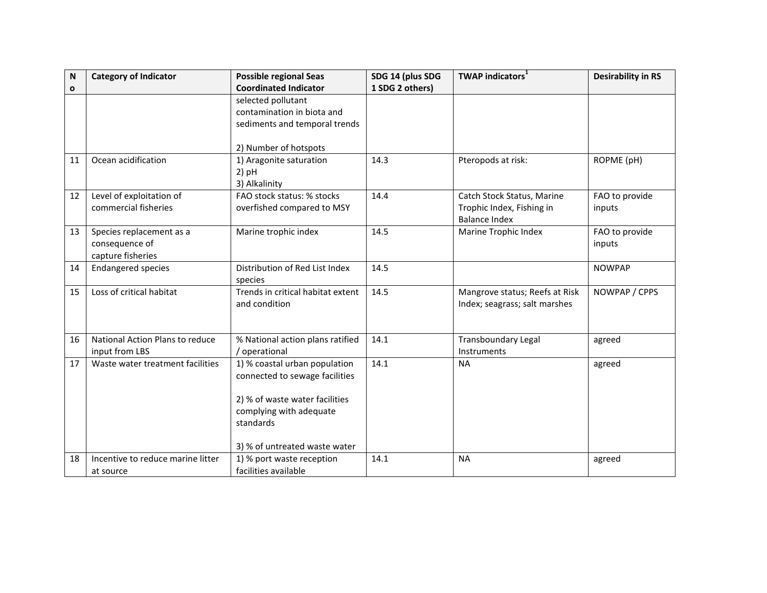| No | Category of Indicator | Possible regional Seas Coordinated Indicator | SDG 14 (plus SDG 1 SDG 2 others) | TWAP indicators[1] | Desirability in RS |
|---|---|---|---|---|---|
| | | selected pollutant contamination in biota and sediments and temporal trends<br><br>2) Number of hotspots | | | |
| 11 | Ocean acidification | 1) Aragonite saturation<br>2) pH<br>3) Alkalinity | 14.3 | Pteropods at risk: | ROPME (pH) |
| 12 | Level of exploitation of commercial fisheries | FAO stock status: % stocks overfished compared to MSY | 14.4 | Catch Stock Status, Marine Trophic Index, Fishing in Balance Index | FAO to provide inputs |
| 13 | Species replacement as a consequence of capture fisheries | Marine trophic index | 14.5 | Marine Trophic Index | FAO to provide inputs |
| 14 | Endangered species | Distribution of Red List Index species | 14.5 | | NOWPAP |
| 15 | Loss of critical habitat | Trends in critical habitat extent and condition | 14.5 | Mangrove status; Reefs at Risk Index; seagrass; salt marshes | NOWPAP / CPPS |
| 16 | National Action Plans to reduce input from LBS | % National action plans ratified / operational | 14.1 | Transboundary Legal Instruments | agreed |
| 17 | Waste water treatment facilities | 1) % coastal urban population connected to sewage facilities<br><br>2) % of waste water facilities complying with adequate standards<br><br>3) % of untreated waste water | 14.1 | NA | agreed |
| 18 | Incentive to reduce marine litter at source | 1) % port waste reception facilities available | 14.1 | NA | agreed |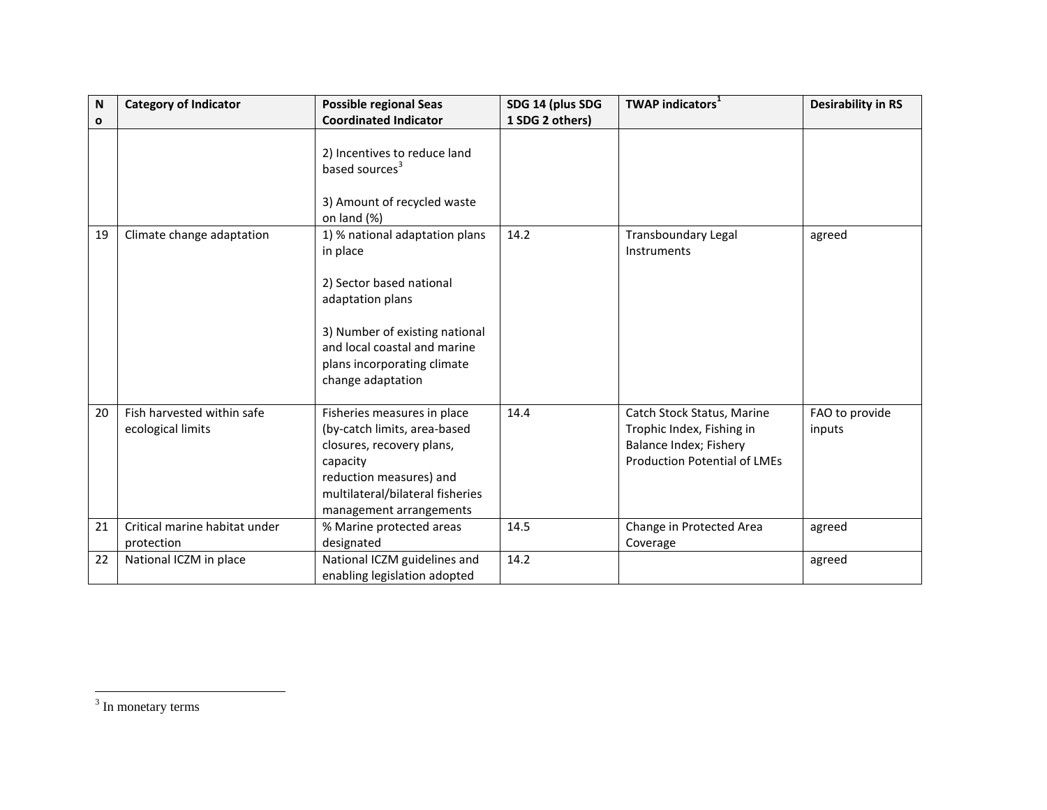| No | Category of Indicator | Possible regional Seas Coordinated Indicator | SDG 14 (plus SDG 1 SDG 2 others) | TWAP indicators[1] | Desirability in RS |
|---|---|---|---|---|---|
| | | 2) Incentives to reduce land based sources[3]<br><br>3) Amount of recycled waste on land (%) | | | |
| 19 | Climate change adaptation | 1) % national adaptation plans in place<br><br>2) Sector based national adaptation plans<br><br>3) Number of existing national and local coastal and marine plans incorporating climate change adaptation | 14.2 | Transboundary Legal Instruments | agreed |
| 20 | Fish harvested within safe ecological limits | Fisheries measures in place (by-catch limits, area-based closures, recovery plans, capacity reduction measures) and multilateral/bilateral fisheries management arrangements | 14.4 | Catch Stock Status, Marine Trophic Index, Fishing in Balance Index; Fishery Production Potential of LMEs | FAO to provide inputs |
| 21 | Critical marine habitat under protection | % Marine protected areas designated | 14.5 | Change in Protected Area Coverage | agreed |
| 22 | National ICZM in place | National ICZM guidelines and enabling legislation adopted | 14.2 | | agreed |

[3] In monetary terms